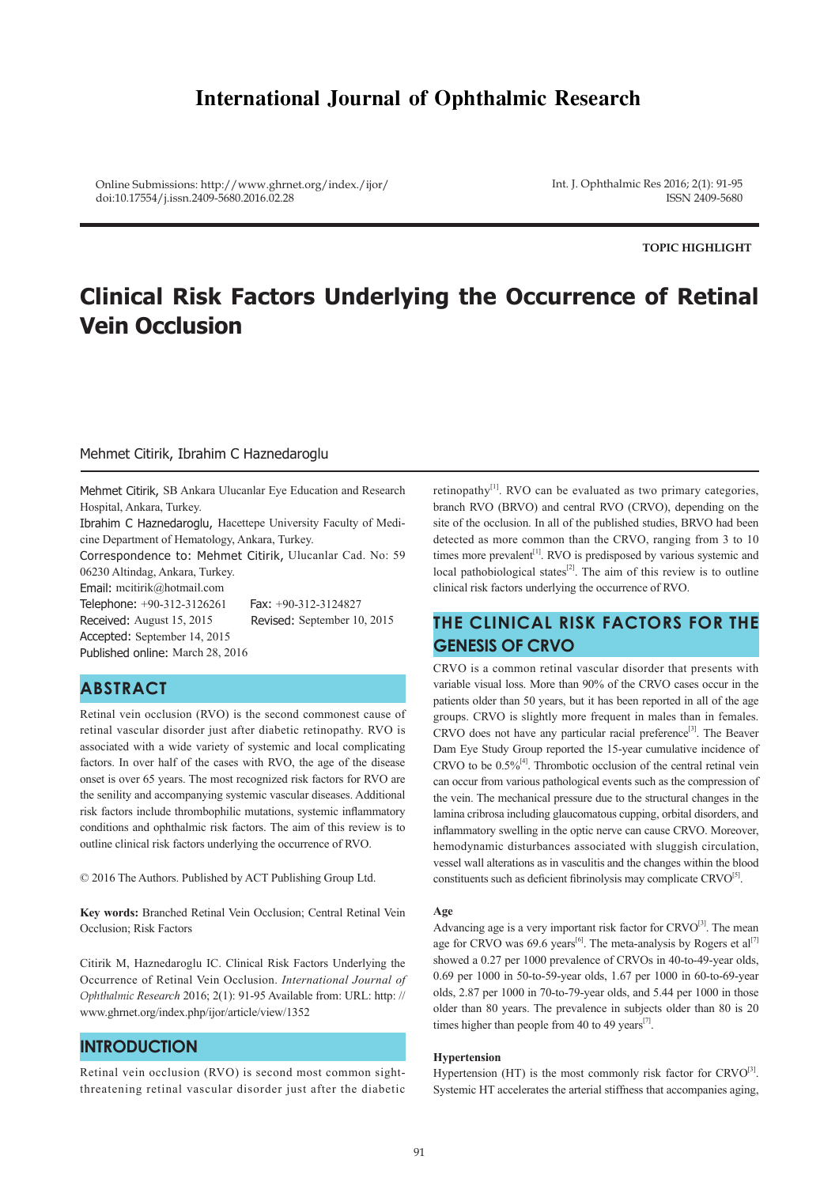International Journal of Ophthalmic Research

Online Submissions: http://www.ghrnet.org/index./ijor/
doi:10.17554/j.issn.2409-5680.2016.02.28

Int. J. Ophthalmic Res 2016; 2(1): 91-95
ISSN 2409-5680

TOPIC HIGHLIGHT

# Clinical Risk Factors Underlying the Occurrence of Retinal Vein Occlusion

Mehmet Citirik, Ibrahim C Haznedaroglu

Mehmet Citirik, SB Ankara Ulucanlar Eye Education and Research Hospital, Ankara, Turkey.
Ibrahim C Haznedaroglu, Hacettepe University Faculty of Medicine Department of Hematology, Ankara, Turkey.
Correspondence to: Mehmet Citirik, Ulucanlar Cad. No: 59 06230 Altindag, Ankara, Turkey.
Email: mcitirik@hotmail.com
Telephone: +90-312-3126261 Fax: +90-312-3124827
Received: August 15, 2015 Revised: September 10, 2015
Accepted: September 14, 2015
Published online: March 28, 2016

## ABSTRACT

Retinal vein occlusion (RVO) is the second commonest cause of retinal vascular disorder just after diabetic retinopathy. RVO is associated with a wide variety of systemic and local complicating factors. In over half of the cases with RVO, the age of the disease onset is over 65 years. The most recognized risk factors for RVO are the senility and accompanying systemic vascular diseases. Additional risk factors include thrombophilic mutations, systemic inflammatory conditions and ophthalmic risk factors. The aim of this review is to outline clinical risk factors underlying the occurrence of RVO.

© 2016 The Authors. Published by ACT Publishing Group Ltd.

**Key words:** Branched Retinal Vein Occlusion; Central Retinal Vein Occlusion; Risk Factors

Citirik M, Haznedaroglu IC. Clinical Risk Factors Underlying the Occurrence of Retinal Vein Occlusion. *International Journal of Ophthalmic Research* 2016; 2(1): 91-95 Available from: URL: http: // www.ghrnet.org/index.php/ijor/article/view/1352

## INTRODUCTION

Retinal vein occlusion (RVO) is second most common sight-threatening retinal vascular disorder just after the diabetic retinopathy[1]. RVO can be evaluated as two primary categories, branch RVO (BRVO) and central RVO (CRVO), depending on the site of the occlusion. In all of the published studies, BRVO had been detected as more common than the CRVO, ranging from 3 to 10 times more prevalent[1]. RVO is predisposed by various systemic and local pathobiological states[2]. The aim of this review is to outline clinical risk factors underlying the occurrence of RVO.

## THE CLINICAL RISK FACTORS FOR THE GENESIS OF CRVO

CRVO is a common retinal vascular disorder that presents with variable visual loss. More than 90% of the CRVO cases occur in the patients older than 50 years, but it has been reported in all of the age groups. CRVO is slightly more frequent in males than in females. CRVO does not have any particular racial preference[3]. The Beaver Dam Eye Study Group reported the 15-year cumulative incidence of CRVO to be 0.5%[4]. Thrombotic occlusion of the central retinal vein can occur from various pathological events such as the compression of the vein. The mechanical pressure due to the structural changes in the lamina cribrosa including glaucomatous cupping, orbital disorders, and inflammatory swelling in the optic nerve can cause CRVO. Moreover, hemodynamic disturbances associated with sluggish circulation, vessel wall alterations as in vasculitis and the changes within the blood constituents such as deficient fibrinolysis may complicate CRVO[5].

### Age

Advancing age is a very important risk factor for CRVO[3]. The mean age for CRVO was 69.6 years[6]. The meta-analysis by Rogers et al[7] showed a 0.27 per 1000 prevalence of CRVOs in 40-to-49-year olds, 0.69 per 1000 in 50-to-59-year olds, 1.67 per 1000 in 60-to-69-year olds, 2.87 per 1000 in 70-to-79-year olds, and 5.44 per 1000 in those older than 80 years. The prevalence in subjects older than 80 is 20 times higher than people from 40 to 49 years[7].

### Hypertension

Hypertension (HT) is the most commonly risk factor for CRVO[3]. Systemic HT accelerates the arterial stiffness that accompanies aging,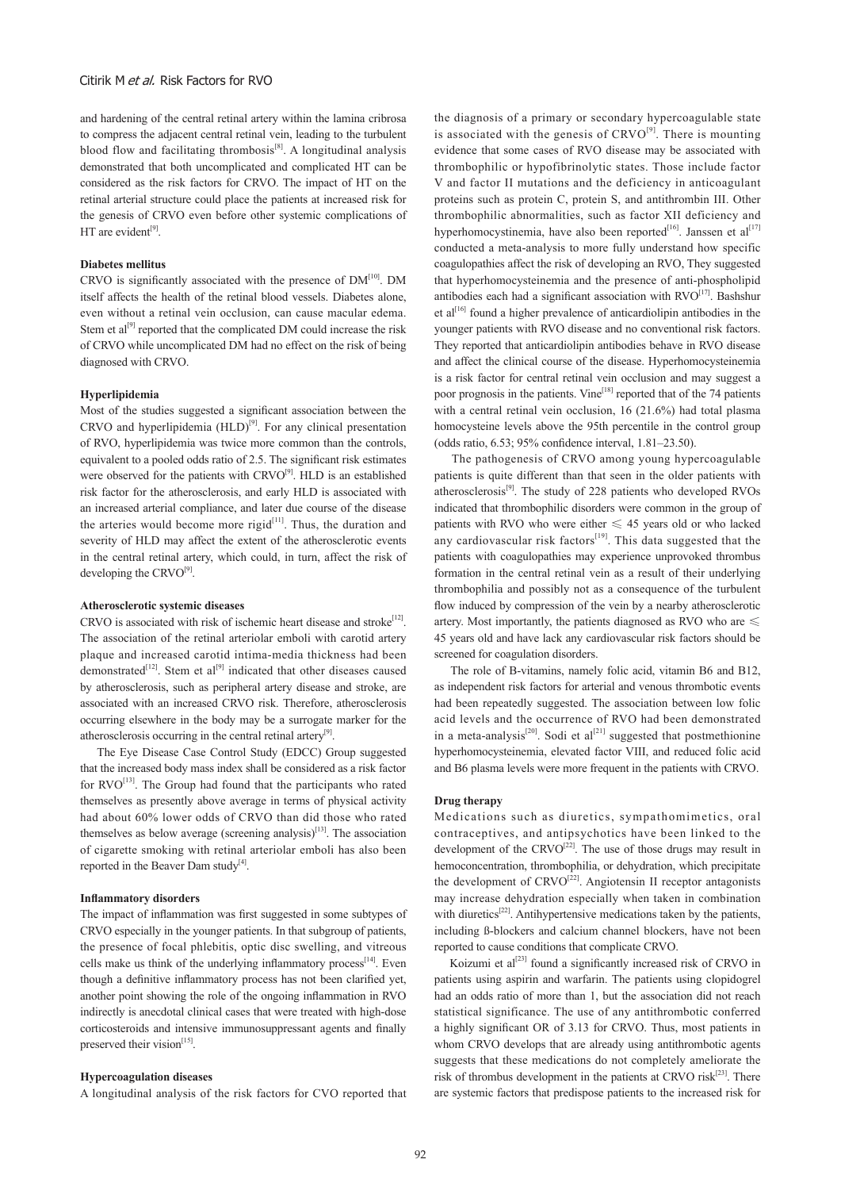and hardening of the central retinal artery within the lamina cribrosa to compress the adjacent central retinal vein, leading to the turbulent blood flow and facilitating thrombosis[8]. A longitudinal analysis demonstrated that both uncomplicated and complicated HT can be considered as the risk factors for CRVO. The impact of HT on the retinal arterial structure could place the patients at increased risk for the genesis of CRVO even before other systemic complications of HT are evident[9].

**Diabetes mellitus**

CRVO is significantly associated with the presence of DM[10]. DM itself affects the health of the retinal blood vessels. Diabetes alone, even without a retinal vein occlusion, can cause macular edema. Stem et al[9] reported that the complicated DM could increase the risk of CRVO while uncomplicated DM had no effect on the risk of being diagnosed with CRVO.

**Hyperlipidemia**

Most of the studies suggested a significant association between the CRVO and hyperlipidemia (HLD)[9]. For any clinical presentation of RVO, hyperlipidemia was twice more common than the controls, equivalent to a pooled odds ratio of 2.5. The significant risk estimates were observed for the patients with CRVO[9]. HLD is an established risk factor for the atherosclerosis, and early HLD is associated with an increased arterial compliance, and later due course of the disease the arteries would become more rigid[11]. Thus, the duration and severity of HLD may affect the extent of the atherosclerotic events in the central retinal artery, which could, in turn, affect the risk of developing the CRVO[9].

**Atherosclerotic systemic diseases**

CRVO is associated with risk of ischemic heart disease and stroke[12]. The association of the retinal arteriolar emboli with carotid artery plaque and increased carotid intima-media thickness had been demonstrated[12]. Stem et al[9] indicated that other diseases caused by atherosclerosis, such as peripheral artery disease and stroke, are associated with an increased CRVO risk. Therefore, atherosclerosis occurring elsewhere in the body may be a surrogate marker for the atherosclerosis occurring in the central retinal artery[9].

The Eye Disease Case Control Study (EDCC) Group suggested that the increased body mass index shall be considered as a risk factor for RVO[13]. The Group had found that the participants who rated themselves as presently above average in terms of physical activity had about 60% lower odds of CRVO than did those who rated themselves as below average (screening analysis)[13]. The association of cigarette smoking with retinal arteriolar emboli has also been reported in the Beaver Dam study[4].

**Inflammatory disorders**

The impact of inflammation was first suggested in some subtypes of CRVO especially in the younger patients. In that subgroup of patients, the presence of focal phlebitis, optic disc swelling, and vitreous cells make us think of the underlying inflammatory process[14]. Even though a definitive inflammatory process has not been clarified yet, another point showing the role of the ongoing inflammation in RVO indirectly is anecdotal clinical cases that were treated with high-dose corticosteroids and intensive immunosuppressant agents and finally preserved their vision[15].

**Hypercoagulation diseases**

A longitudinal analysis of the risk factors for CVO reported that the diagnosis of a primary or secondary hypercoagulable state is associated with the genesis of CRVO[9]. There is mounting evidence that some cases of RVO disease may be associated with thrombophilic or hypofibrinolytic states. Those include factor V and factor II mutations and the deficiency in anticoagulant proteins such as protein C, protein S, and antithrombin III. Other thrombophilic abnormalities, such as factor XII deficiency and hyperhomocystinemia, have also been reported[16]. Janssen et al[17] conducted a meta-analysis to more fully understand how specific coagulopathies affect the risk of developing an RVO, They suggested that hyperhomocysteinemia and the presence of anti-phospholipid antibodies each had a significant association with RVO[17]. Bashshur et al[16] found a higher prevalence of anticardiolipin antibodies in the younger patients with RVO disease and no conventional risk factors. They reported that anticardiolipin antibodies behave in RVO disease and affect the clinical course of the disease. Hyperhomocysteinemia is a risk factor for central retinal vein occlusion and may suggest a poor prognosis in the patients. Vine[18] reported that of the 74 patients with a central retinal vein occlusion, 16 (21.6%) had total plasma homocysteine levels above the 95th percentile in the control group (odds ratio, 6.53; 95% confidence interval, 1.81–23.50).

The pathogenesis of CRVO among young hypercoagulable patients is quite different than that seen in the older patients with atherosclerosis[9]. The study of 228 patients who developed RVOs indicated that thrombophilic disorders were common in the group of patients with RVO who were either $\leqslant$ 45 years old or who lacked any cardiovascular risk factors[19]. This data suggested that the patients with coagulopathies may experience unprovoked thrombus formation in the central retinal vein as a result of their underlying thrombophilia and possibly not as a consequence of the turbulent flow induced by compression of the vein by a nearby atherosclerotic artery. Most importantly, the patients diagnosed as RVO who are $\leqslant$ 45 years old and have lack any cardiovascular risk factors should be screened for coagulation disorders.

The role of B-vitamins, namely folic acid, vitamin B6 and B12, as independent risk factors for arterial and venous thrombotic events had been repeatedly suggested. The association between low folic acid levels and the occurrence of RVO had been demonstrated in a meta-analysis[20]. Sodi et al[21] suggested that postmethionine hyperhomocysteinemia, elevated factor VIII, and reduced folic acid and B6 plasma levels were more frequent in the patients with CRVO.

**Drug therapy**

Medications such as diuretics, sympathomimetics, oral contraceptives, and antipsychotics have been linked to the development of the CRVO[22]. The use of those drugs may result in hemoconcentration, thrombophilia, or dehydration, which precipitate the development of CRVO[22]. Angiotensin II receptor antagonists may increase dehydration especially when taken in combination with diuretics[22]. Antihypertensive medications taken by the patients, including ß-blockers and calcium channel blockers, have not been reported to cause conditions that complicate CRVO.

Koizumi et al[23] found a significantly increased risk of CRVO in patients using aspirin and warfarin. The patients using clopidogrel had an odds ratio of more than 1, but the association did not reach statistical significance. The use of any antithrombotic conferred a highly significant OR of 3.13 for CRVO. Thus, most patients in whom CRVO develops that are already using antithrombotic agents suggests that these medications do not completely ameliorate the risk of thrombus development in the patients at CRVO risk[23]. There are systemic factors that predispose patients to the increased risk for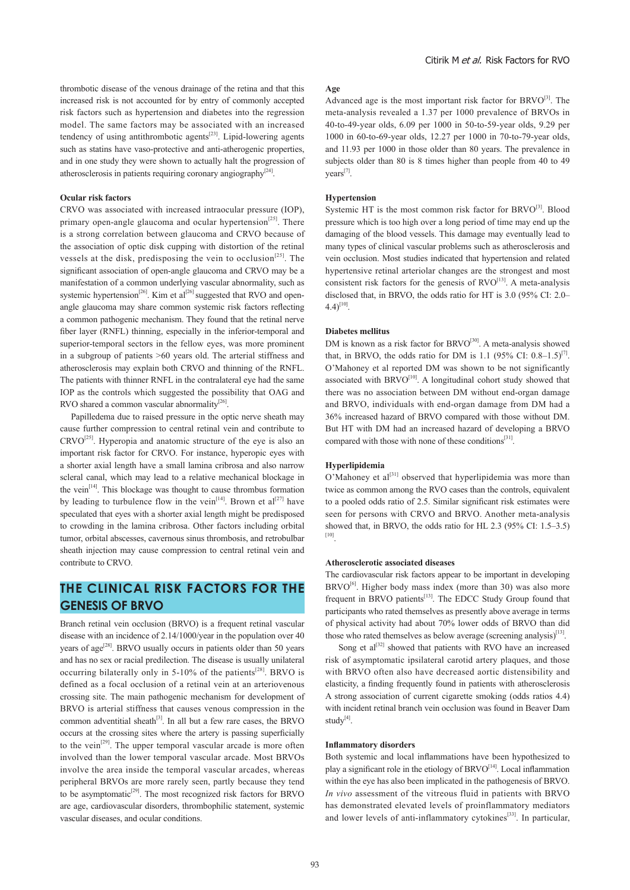thrombotic disease of the venous drainage of the retina and that this increased risk is not accounted for by entry of commonly accepted risk factors such as hypertension and diabetes into the regression model. The same factors may be associated with an increased tendency of using antithrombotic agents[23]. Lipid-lowering agents such as statins have vaso-protective and anti-atherogenic properties, and in one study they were shown to actually halt the progression of atherosclerosis in patients requiring coronary angiography[24].

### Ocular risk factors

CRVO was associated with increased intraocular pressure (IOP), primary open-angle glaucoma and ocular hypertension[25]. There is a strong correlation between glaucoma and CRVO because of the association of optic disk cupping with distortion of the retinal vessels at the disk, predisposing the vein to occlusion[25]. The significant association of open-angle glaucoma and CRVO may be a manifestation of a common underlying vascular abnormality, such as systemic hypertension[26]. Kim et al[26] suggested that RVO and open-angle glaucoma may share common systemic risk factors reflecting a common pathogenic mechanism. They found that the retinal nerve fiber layer (RNFL) thinning, especially in the inferior-temporal and superior-temporal sectors in the fellow eyes, was more prominent in a subgroup of patients >60 years old. The arterial stiffness and atherosclerosis may explain both CRVO and thinning of the RNFL. The patients with thinner RNFL in the contralateral eye had the same IOP as the controls which suggested the possibility that OAG and RVO shared a common vascular abnormality[26].

Papilledema due to raised pressure in the optic nerve sheath may cause further compression to central retinal vein and contribute to CRVO[25]. Hyperopia and anatomic structure of the eye is also an important risk factor for CRVO. For instance, hyperopic eyes with a shorter axial length have a small lamina cribrosa and also narrow scleral canal, which may lead to a relative mechanical blockage in the vein[14]. This blockage was thought to cause thrombus formation by leading to turbulence flow in the vein[14]. Brown et al[27] have speculated that eyes with a shorter axial length might be predisposed to crowding in the lamina cribrosa. Other factors including orbital tumor, orbital abscesses, cavernous sinus thrombosis, and retrobulbar sheath injection may cause compression to central retinal vein and contribute to CRVO.

## THE CLINICAL RISK FACTORS FOR THE GENESIS OF BRVO

Branch retinal vein occlusion (BRVO) is a frequent retinal vascular disease with an incidence of 2.14/1000/year in the population over 40 years of age[28]. BRVO usually occurs in patients older than 50 years and has no sex or racial predilection. The disease is usually unilateral occurring bilaterally only in 5-10% of the patients[28]. BRVO is defined as a focal occlusion of a retinal vein at an arteriovenous crossing site. The main pathogenic mechanism for development of BRVO is arterial stiffness that causes venous compression in the common adventitial sheath[3]. In all but a few rare cases, the BRVO occurs at the crossing sites where the artery is passing superficially to the vein[29]. The upper temporal vascular arcade is more often involved than the lower temporal vascular arcade. Most BRVOs involve the area inside the temporal vascular arcades, whereas peripheral BRVOs are more rarely seen, partly because they tend to be asymptomatic[29]. The most recognized risk factors for BRVO are age, cardiovascular disorders, thrombophilic statement, systemic vascular diseases, and ocular conditions.

### Age

Advanced age is the most important risk factor for BRVO[3]. The meta-analysis revealed a 1.37 per 1000 prevalence of BRVOs in 40-to-49-year olds, 6.09 per 1000 in 50-to-59-year olds, 9.29 per 1000 in 60-to-69-year olds, 12.27 per 1000 in 70-to-79-year olds, and 11.93 per 1000 in those older than 80 years. The prevalence in subjects older than 80 is 8 times higher than people from 40 to 49 years[7].

### Hypertension

Systemic HT is the most common risk factor for BRVO[3]. Blood pressure which is too high over a long period of time may end up the damaging of the blood vessels. This damage may eventually lead to many types of clinical vascular problems such as atherosclerosis and vein occlusion. Most studies indicated that hypertension and related hypertensive retinal arteriolar changes are the strongest and most consistent risk factors for the genesis of RVO[13]. A meta-analysis disclosed that, in BRVO, the odds ratio for HT is 3.0 (95% CI: 2.0–4.4)[10].

### Diabetes mellitus

DM is known as a risk factor for BRVO[30]. A meta-analysis showed that, in BRVO, the odds ratio for DM is 1.1 (95% CI: 0.8–1.5)[7]. O'Mahoney et al reported DM was shown to be not significantly associated with BRVO[10]. A longitudinal cohort study showed that there was no association between DM without end-organ damage and BRVO, individuals with end-organ damage from DM had a 36% increased hazard of BRVO compared with those without DM. But HT with DM had an increased hazard of developing a BRVO compared with those with none of these conditions[31].

### Hyperlipidemia

O'Mahoney et al[31] observed that hyperlipidemia was more than twice as common among the RVO cases than the controls, equivalent to a pooled odds ratio of 2.5. Similar significant risk estimates were seen for persons with CRVO and BRVO. Another meta-analysis showed that, in BRVO, the odds ratio for HL 2.3 (95% CI: 1.5–3.5)[10].

### Atherosclerotic associated diseases

The cardiovascular risk factors appear to be important in developing BRVO[6]. Higher body mass index (more than 30) was also more frequent in BRVO patients[13]. The EDCC Study Group found that participants who rated themselves as presently above average in terms of physical activity had about 70% lower odds of BRVO than did those who rated themselves as below average (screening analysis)[13].

Song et al[32] showed that patients with RVO have an increased risk of asymptomatic ipsilateral carotid artery plaques, and those with BRVO often also have decreased aortic distensibility and elasticity, a finding frequently found in patients with atherosclerosis A strong association of current cigarette smoking (odds ratios 4.4) with incident retinal branch vein occlusion was found in Beaver Dam study[4].

### Inflammatory disorders

Both systemic and local inflammations have been hypothesized to play a significant role in the etiology of BRVO[14]. Local inflammation within the eye has also been implicated in the pathogenesis of BRVO. *In vivo* assessment of the vitreous fluid in patients with BRVO has demonstrated elevated levels of proinflammatory mediators and lower levels of anti-inflammatory cytokines[33]. In particular,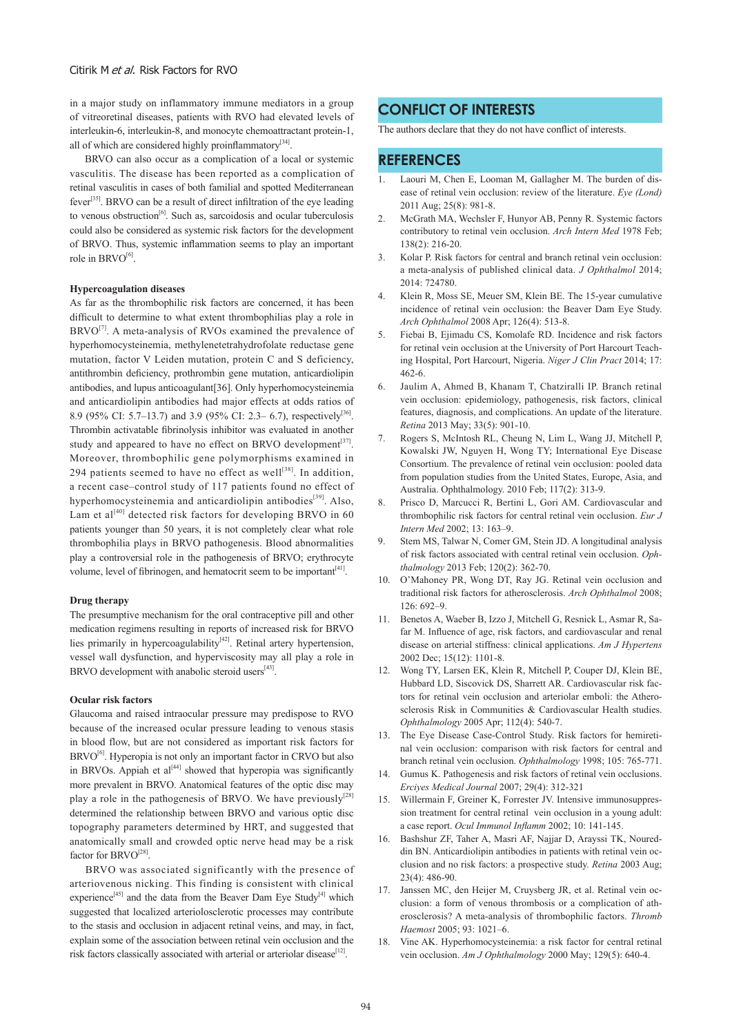in a major study on inflammatory immune mediators in a group of vitreoretinal diseases, patients with RVO had elevated levels of interleukin-6, interleukin-8, and monocyte chemoattractant protein-1, all of which are considered highly proinflammatory[34].

BRVO can also occur as a complication of a local or systemic vasculitis. The disease has been reported as a complication of retinal vasculitis in cases of both familial and spotted Mediterranean fever[35]. BRVO can be a result of direct infiltration of the eye leading to venous obstruction[6]. Such as, sarcoidosis and ocular tuberculosis could also be considered as systemic risk factors for the development of BRVO. Thus, systemic inflammation seems to play an important role in BRVO[6].

### Hypercoagulation diseases

As far as the thrombophilic risk factors are concerned, it has been difficult to determine to what extent thrombophilias play a role in BRVO[7]. A meta-analysis of RVOs examined the prevalence of hyperhomocysteinemia, methylenetetrahydrofolate reductase gene mutation, factor V Leiden mutation, protein C and S deficiency, antithrombin deficiency, prothrombin gene mutation, anticardiolipin antibodies, and lupus anticoagulant[36]. Only hyperhomocysteinemia and anticardiolipin antibodies had major effects at odds ratios of 8.9 (95% CI: 5.7–13.7) and 3.9 (95% CI: 2.3– 6.7), respectively[36]. Thrombin activatable fibrinolysis inhibitor was evaluated in another study and appeared to have no effect on BRVO development[37]. Moreover, thrombophilic gene polymorphisms examined in 294 patients seemed to have no effect as well[38]. In addition, a recent case–control study of 117 patients found no effect of hyperhomocysteinemia and anticardiolipin antibodies[39]. Also, Lam et al[40] detected risk factors for developing BRVO in 60 patients younger than 50 years, it is not completely clear what role thrombophilia plays in BRVO pathogenesis. Blood abnormalities play a controversial role in the pathogenesis of BRVO; erythrocyte volume, level of fibrinogen, and hematocrit seem to be important[41].

### Drug therapy

The presumptive mechanism for the oral contraceptive pill and other medication regimens resulting in reports of increased risk for BRVO lies primarily in hypercoagulability[42]. Retinal artery hypertension, vessel wall dysfunction, and hyperviscosity may all play a role in BRVO development with anabolic steroid users[43].

### Ocular risk factors

Glaucoma and raised intraocular pressure may predispose to RVO because of the increased ocular pressure leading to venous stasis in blood flow, but are not considered as important risk factors for BRVO[6]. Hyperopia is not only an important factor in CRVO but also in BRVOs. Appiah et al[44] showed that hyperopia was significantly more prevalent in BRVO. Anatomical features of the optic disc may play a role in the pathogenesis of BRVO. We have previously[28] determined the relationship between BRVO and various optic disc topography parameters determined by HRT, and suggested that anatomically small and crowded optic nerve head may be a risk factor for BRVO[28].

BRVO was associated significantly with the presence of arteriovenous nicking. This finding is consistent with clinical experience[45] and the data from the Beaver Dam Eye Study[4] which suggested that localized arteriolosclerotic processes may contribute to the stasis and occlusion in adjacent retinal veins, and may, in fact, explain some of the association between retinal vein occlusion and the risk factors classically associated with arterial or arteriolar disease[12].

## CONFLICT OF INTERESTS

The authors declare that they do not have conflict of interests.

## REFERENCES

1. Laouri M, Chen E, Looman M, Gallagher M. The burden of disease of retinal vein occlusion: review of the literature. *Eye (Lond)* 2011 Aug; 25(8): 981-8.
2. McGrath MA, Wechsler F, Hunyor AB, Penny R. Systemic factors contributory to retinal vein occlusion. *Arch Intern Med* 1978 Feb; 138(2): 216-20.
3. Kolar P. Risk factors for central and branch retinal vein occlusion: a meta-analysis of published clinical data. *J Ophthalmol* 2014; 2014: 724780.
4. Klein R, Moss SE, Meuer SM, Klein BE. The 15-year cumulative incidence of retinal vein occlusion: the Beaver Dam Eye Study. *Arch Ophthalmol* 2008 Apr; 126(4): 513-8.
5. Fiebai B, Ejimadu CS, Komolafe RD. Incidence and risk factors for retinal vein occlusion at the University of Port Harcourt Teaching Hospital, Port Harcourt, Nigeria. *Niger J Clin Pract* 2014; 17: 462-6.
6. Jaulim A, Ahmed B, Khanam T, Chatziralli IP. Branch retinal vein occlusion: epidemiology, pathogenesis, risk factors, clinical features, diagnosis, and complications. An update of the literature. *Retina* 2013 May; 33(5): 901-10.
7. Rogers S, McIntosh RL, Cheung N, Lim L, Wang JJ, Mitchell P, Kowalski JW, Nguyen H, Wong TY; International Eye Disease Consortium. The prevalence of retinal vein occlusion: pooled data from population studies from the United States, Europe, Asia, and Australia. Ophthalmology. 2010 Feb; 117(2): 313-9.
8. Prisco D, Marcucci R, Bertini L, Gori AM. Cardiovascular and thrombophilic risk factors for central retinal vein occlusion. *Eur J Intern Med* 2002; 13: 163–9.
9. Stem MS, Talwar N, Comer GM, Stein JD. A longitudinal analysis of risk factors associated with central retinal vein occlusion. *Ophthalmology* 2013 Feb; 120(2): 362-70.
10. O'Mahoney PR, Wong DT, Ray JG. Retinal vein occlusion and traditional risk factors for atherosclerosis. *Arch Ophthalmol* 2008; 126: 692–9.
11. Benetos A, Waeber B, Izzo J, Mitchell G, Resnick L, Asmar R, Safar M. Influence of age, risk factors, and cardiovascular and renal disease on arterial stiffness: clinical applications. *Am J Hypertens* 2002 Dec; 15(12): 1101-8.
12. Wong TY, Larsen EK, Klein R, Mitchell P, Couper DJ, Klein BE, Hubbard LD, Siscovick DS, Sharrett AR. Cardiovascular risk factors for retinal vein occlusion and arteriolar emboli: the Atherosclerosis Risk in Communities & Cardiovascular Health studies. *Ophthalmology* 2005 Apr; 112(4): 540-7.
13. The Eye Disease Case-Control Study. Risk factors for hemiretinal vein occlusion: comparison with risk factors for central and branch retinal vein occlusion. *Ophthalmology* 1998; 105: 765-771.
14. Gumus K. Pathogenesis and risk factors of retinal vein occlusions. *Erciyes Medical Journal* 2007; 29(4): 312-321
15. Willermain F, Greiner K, Forrester JV. Intensive immunosuppression treatment for central retinal vein occlusion in a young adult: a case report. *Ocul Immunol Inflamm* 2002; 10: 141-145.
16. Bashshur ZF, Taher A, Masri AF, Najjar D, Arayssi TK, Noureddin BN. Anticardiolipin antibodies in patients with retinal vein occlusion and no risk factors: a prospective study. *Retina* 2003 Aug; 23(4): 486-90.
17. Janssen MC, den Heijer M, Cruysberg JR, et al. Retinal vein occlusion: a form of venous thrombosis or a complication of atherosclerosis? A meta-analysis of thrombophilic factors. *Thromb Haemost* 2005; 93: 1021–6.
18. Vine AK. Hyperhomocysteinemia: a risk factor for central retinal vein occlusion. *Am J Ophthalmology* 2000 May; 129(5): 640-4.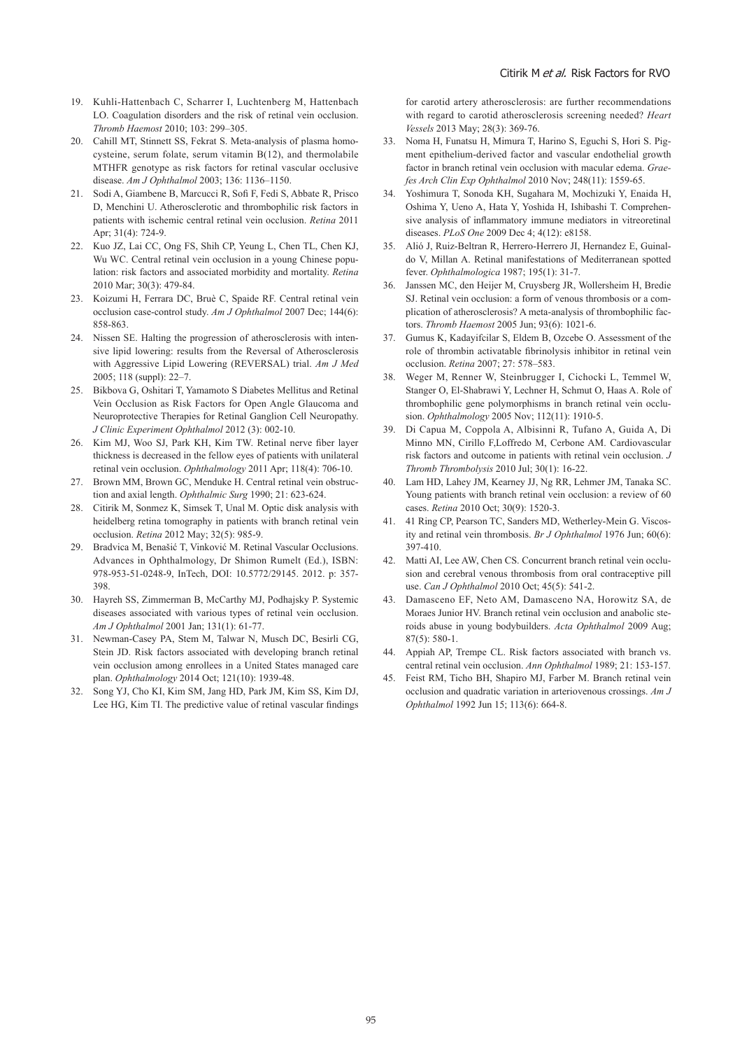19. Kuhli-Hattenbach C, Scharrer I, Luchtenberg M, Hattenbach LO. Coagulation disorders and the risk of retinal vein occlusion. *Thromb Haemost* 2010; 103: 299–305.
20. Cahill MT, Stinnett SS, Fekrat S. Meta-analysis of plasma homocysteine, serum folate, serum vitamin B(12), and thermolabile MTHFR genotype as risk factors for retinal vascular occlusive disease. *Am J Ophthalmol* 2003; 136: 1136–1150.
21. Sodi A, Giambene B, Marcucci R, Sofi F, Fedi S, Abbate R, Prisco D, Menchini U. Atherosclerotic and thrombophilic risk factors in patients with ischemic central retinal vein occlusion. *Retina* 2011 Apr; 31(4): 724-9.
22. Kuo JZ, Lai CC, Ong FS, Shih CP, Yeung L, Chen TL, Chen KJ, Wu WC. Central retinal vein occlusion in a young Chinese population: risk factors and associated morbidity and mortality. *Retina* 2010 Mar; 30(3): 479-84.
23. Koizumi H, Ferrara DC, Bruè C, Spaide RF. Central retinal vein occlusion case-control study. *Am J Ophthalmol* 2007 Dec; 144(6): 858-863.
24. Nissen SE. Halting the progression of atherosclerosis with intensive lipid lowering: results from the Reversal of Atherosclerosis with Aggressive Lipid Lowering (REVERSAL) trial. *Am J Med* 2005; 118 (suppl): 22–7.
25. Bikbova G, Oshitari T, Yamamoto S Diabetes Mellitus and Retinal Vein Occlusion as Risk Factors for Open Angle Glaucoma and Neuroprotective Therapies for Retinal Ganglion Cell Neuropathy. *J Clinic Experiment Ophthalmol* 2012 (3): 002-10.
26. Kim MJ, Woo SJ, Park KH, Kim TW. Retinal nerve fiber layer thickness is decreased in the fellow eyes of patients with unilateral retinal vein occlusion. *Ophthalmology* 2011 Apr; 118(4): 706-10.
27. Brown MM, Brown GC, Menduke H. Central retinal vein obstruction and axial length. *Ophthalmic Surg* 1990; 21: 623-624.
28. Citirik M, Sonmez K, Simsek T, Unal M. Optic disk analysis with heidelberg retina tomography in patients with branch retinal vein occlusion. *Retina* 2012 May; 32(5): 985-9.
29. Bradvica M, Benašić T, Vinković M. Retinal Vascular Occlusions. Advances in Ophthalmology, Dr Shimon Rumelt (Ed.), ISBN: 978-953-51-0248-9, InTech, DOI: 10.5772/29145. 2012. p: 357-398.
30. Hayreh SS, Zimmerman B, McCarthy MJ, Podhajsky P. Systemic diseases associated with various types of retinal vein occlusion. *Am J Ophthalmol* 2001 Jan; 131(1): 61-77.
31. Newman-Casey PA, Stem M, Talwar N, Musch DC, Besirli CG, Stein JD. Risk factors associated with developing branch retinal vein occlusion among enrollees in a United States managed care plan. *Ophthalmology* 2014 Oct; 121(10): 1939-48.
32. Song YJ, Cho KI, Kim SM, Jang HD, Park JM, Kim SS, Kim DJ, Lee HG, Kim TI. The predictive value of retinal vascular findings for carotid artery atherosclerosis: are further recommendations with regard to carotid atherosclerosis screening needed? *Heart Vessels* 2013 May; 28(3): 369-76.
33. Noma H, Funatsu H, Mimura T, Harino S, Eguchi S, Hori S. Pigment epithelium-derived factor and vascular endothelial growth factor in branch retinal vein occlusion with macular edema. *Graefes Arch Clin Exp Ophthalmol* 2010 Nov; 248(11): 1559-65.
34. Yoshimura T, Sonoda KH, Sugahara M, Mochizuki Y, Enaida H, Oshima Y, Ueno A, Hata Y, Yoshida H, Ishibashi T. Comprehensive analysis of inflammatory immune mediators in vitreoretinal diseases. *PLoS One* 2009 Dec 4; 4(12): e8158.
35. Alió J, Ruiz-Beltran R, Herrero-Herrero JI, Hernandez E, Guinaldo V, Millan A. Retinal manifestations of Mediterranean spotted fever. *Ophthalmologica* 1987; 195(1): 31-7.
36. Janssen MC, den Heijer M, Cruysberg JR, Wollersheim H, Bredie SJ. Retinal vein occlusion: a form of venous thrombosis or a complication of atherosclerosis? A meta-analysis of thrombophilic factors. *Thromb Haemost* 2005 Jun; 93(6): 1021-6.
37. Gumus K, Kadayifcilar S, Eldem B, Ozcebe O. Assessment of the role of thrombin activatable fibrinolysis inhibitor in retinal vein occlusion. *Retina* 2007; 27: 578–583.
38. Weger M, Renner W, Steinbrugger I, Cichocki L, Temmel W, Stanger O, El-Shabrawi Y, Lechner H, Schmut O, Haas A. Role of thrombophilic gene polymorphisms in branch retinal vein occlusion. *Ophthalmology* 2005 Nov; 112(11): 1910-5.
39. Di Capua M, Coppola A, Albisinni R, Tufano A, Guida A, Di Minno MN, Cirillo F,Loffredo M, Cerbone AM. Cardiovascular risk factors and outcome in patients with retinal vein occlusion. *J Thromb Thrombolysis* 2010 Jul; 30(1): 16-22.
40. Lam HD, Lahey JM, Kearney JJ, Ng RR, Lehmer JM, Tanaka SC. Young patients with branch retinal vein occlusion: a review of 60 cases. *Retina* 2010 Oct; 30(9): 1520-3.
41. 41 Ring CP, Pearson TC, Sanders MD, Wetherley-Mein G. Viscosity and retinal vein thrombosis. *Br J Ophthalmol* 1976 Jun; 60(6): 397-410.
42. Matti AI, Lee AW, Chen CS. Concurrent branch retinal vein occlusion and cerebral venous thrombosis from oral contraceptive pill use. *Can J Ophthalmol* 2010 Oct; 45(5): 541-2.
43. Damasceno EF, Neto AM, Damasceno NA, Horowitz SA, de Moraes Junior HV. Branch retinal vein occlusion and anabolic steroids abuse in young bodybuilders. *Acta Ophthalmol* 2009 Aug; 87(5): 580-1.
44. Appiah AP, Trempe CL. Risk factors associated with branch vs. central retinal vein occlusion. *Ann Ophthalmol* 1989; 21: 153-157.
45. Feist RM, Ticho BH, Shapiro MJ, Farber M. Branch retinal vein occlusion and quadratic variation in arteriovenous crossings. *Am J Ophthalmol* 1992 Jun 15; 113(6): 664-8.